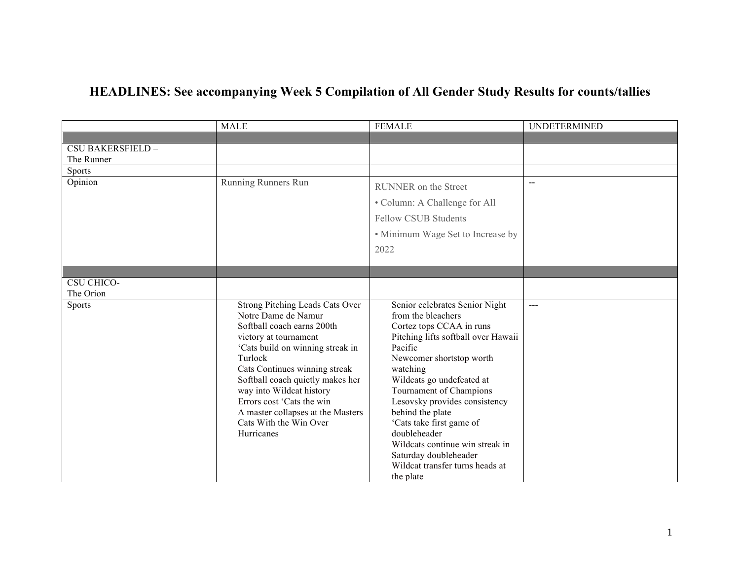# HEADLINES: See accompanying Week 5 Compilation of All Gender Study Results for counts/tallies

| | MALE | FEMALE | UNDETERMINED |
|---|---|---|---|
| | | | |
| CSU BAKERSFIELD – The Runner | | | |
| Sports | | | |
| Opinion | Running Runners Run | RUNNER on the Street<br>• Column: A Challenge for All Fellow CSUB Students<br>• Minimum Wage Set to Increase by 2022 | -- |
| | | | |
| CSU CHICO- The Orion | | | |
| Sports | Strong Pitching Leads Cats Over Notre Dame de Namur<br>Softball coach earns 200th victory at tournament<br>'Cats build on winning streak in Turlock<br>Cats Continues winning streak<br>Softball coach quietly makes her way into Wildcat history<br>Errors cost 'Cats the win<br>A master collapses at the Masters<br>Cats With the Win Over Hurricanes | Senior celebrates Senior Night from the bleachers<br>Cortez tops CCAA in runs<br>Pitching lifts softball over Hawaii Pacific<br>Newcomer shortstop worth watching<br>Wildcats go undefeated at Tournament of Champions<br>Lesovsky provides consistency behind the plate<br>'Cats take first game of doubleheader<br>Wildcats continue win streak in Saturday doubleheader<br>Wildcat transfer turns heads at the plate | --- |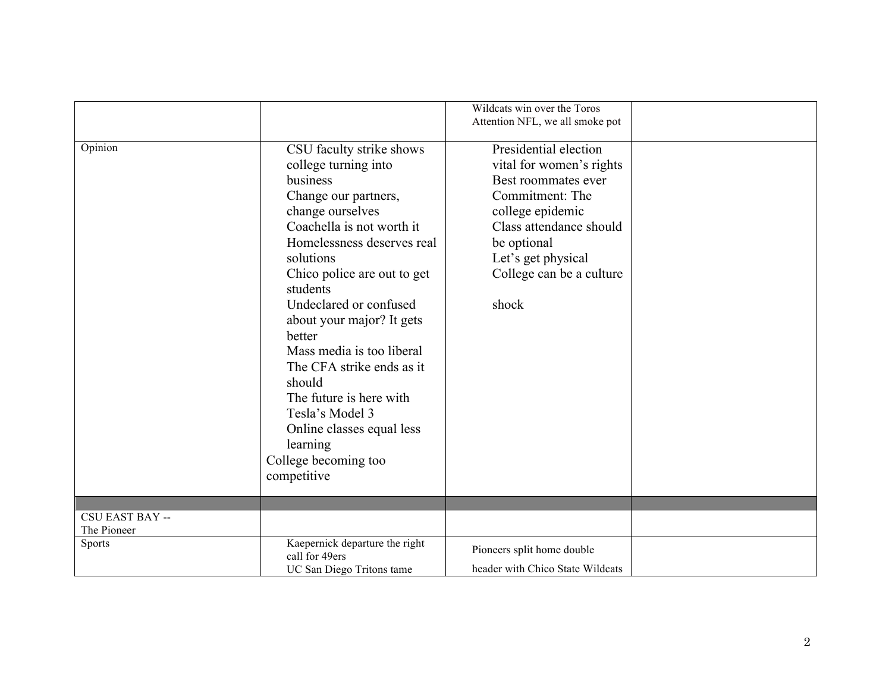| | | | |
|---|---|---|---|
| | | Wildcats win over the Toros<br>Attention NFL, we all smoke pot | |
| Opinion | CSU faculty strike shows college turning into business<br>Change our partners, change ourselves<br>Coachella is not worth it<br>Homelessness deserves real solutions<br>Chico police are out to get students<br>Undeclared or confused about your major? It gets better<br>Mass media is too liberal<br>The CFA strike ends as it should<br>The future is here with Tesla's Model 3<br>Online classes equal less learning<br>College becoming too competitive | Presidential election vital for women's rights<br>Best roommates ever<br>Commitment: The college epidemic<br>Class attendance should be optional<br>Let's get physical<br>College can be a culture shock | |
| | | | |
| CSU EAST BAY --<br>The Pioneer | | | |
| Sports | Kaepernick departure the right call for 49ers<br>UC San Diego Tritons tame | Pioneers split home double header with Chico State Wildcats | |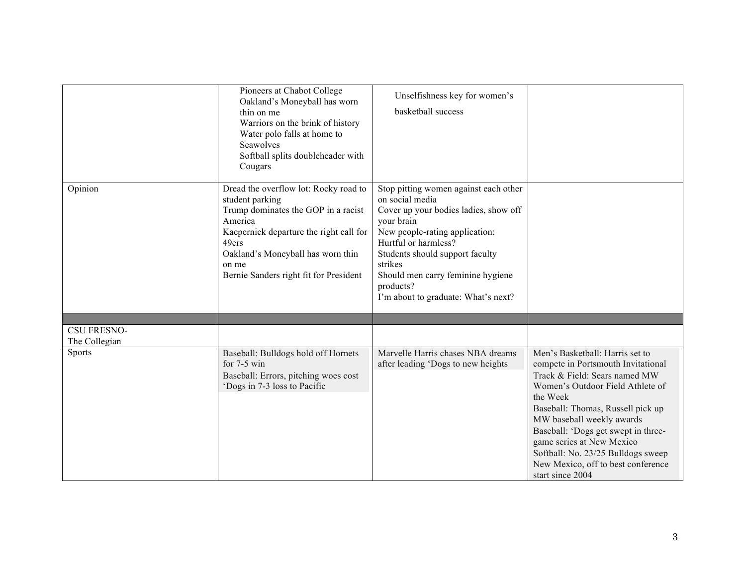| | | | |
|---|---|---|---|
| | Pioneers at Chabot College<br>Oakland's Moneyball has worn thin on me<br>Warriors on the brink of history<br>Water polo falls at home to Seawolves<br>Softball splits doubleheader with Cougars | Unselfishness key for women's basketball success | |
| Opinion | Dread the overflow lot: Rocky road to student parking<br>Trump dominates the GOP in a racist America<br>Kaepernick departure the right call for 49ers<br>Oakland's Moneyball has worn thin on me<br>Bernie Sanders right fit for President | Stop pitting women against each other on social media<br>Cover up your bodies ladies, show off your brain<br>New people-rating application: Hurtful or harmless?<br>Students should support faculty strikes<br>Should men carry feminine hygiene products?<br>I'm about to graduate: What's next? | |
| | | | |
| CSU FRESNO-<br>The Collegian | | | |
| Sports | Baseball: Bulldogs hold off Hornets for 7-5 win<br>Baseball: Errors, pitching woes cost 'Dogs in 7-3 loss to Pacific | Marvelle Harris chases NBA dreams after leading 'Dogs to new heights | Men's Basketball: Harris set to compete in Portsmouth Invitational<br>Track & Field: Sears named MW Women's Outdoor Field Athlete of the Week<br>Baseball: Thomas, Russell pick up MW baseball weekly awards<br>Baseball: 'Dogs get swept in three-game series at New Mexico<br>Softball: No. 23/25 Bulldogs sweep New Mexico, off to best conference start since 2004 |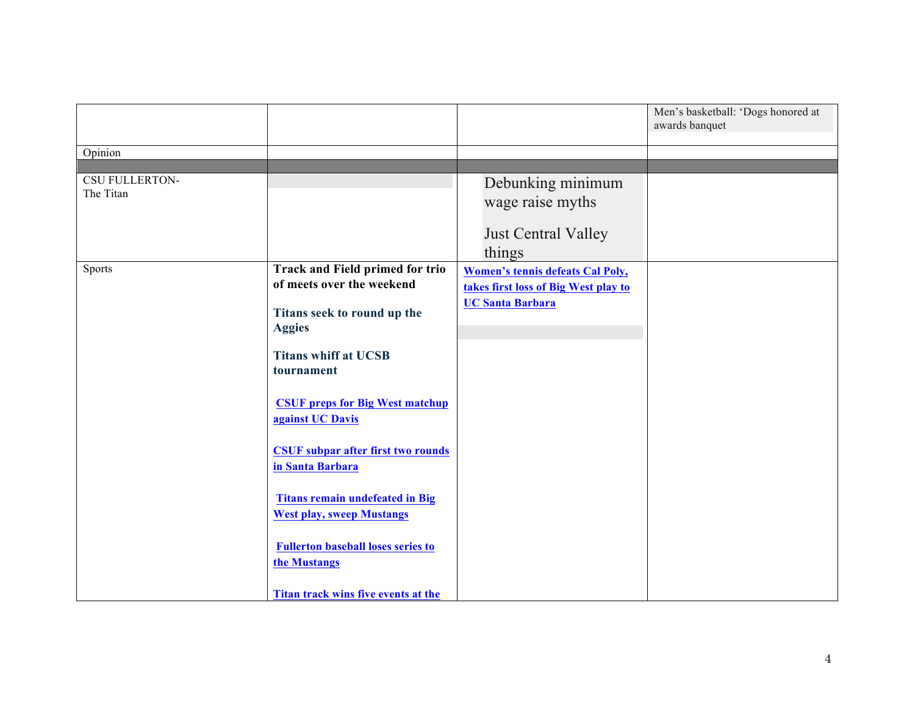| | | | |
|---|---|---|---|
| | | | Men's basketball: 'Dogs honored at awards banquet |
| Opinion | | | |
| | | | |
| CSU FULLERTON-<br>The Titan | | Debunking minimum wage raise myths<br><br>Just Central Valley things | |
| Sports | **Track and Field primed for trio of meets over the weekend**<br><br>**Titans seek to round up the Aggies**<br><br>**Titans whiff at UCSB tournament**<br><br>**CSUF preps for Big West matchup against UC Davis**<br><br>**CSUF subpar after first two rounds in Santa Barbara**<br><br>**Titans remain undefeated in Big West play, sweep Mustangs**<br><br>**Fullerton baseball loses series to the Mustangs**<br><br>**Titan track wins five events at the** | **Women's tennis defeats Cal Poly, takes first loss of Big West play to UC Santa Barbara** | |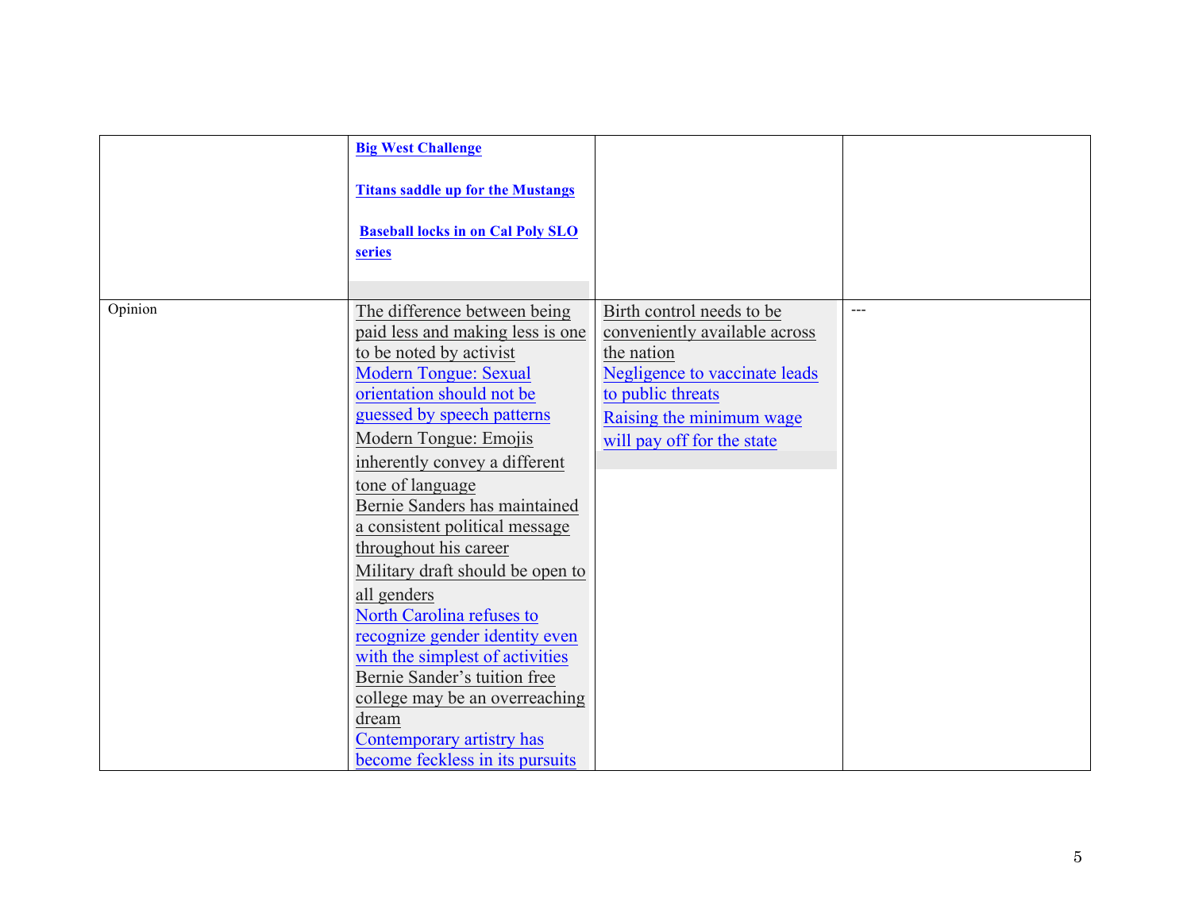| | | | |
|---|---|---|---|
| | **Big West Challenge**<br><br>**Titans saddle up for the Mustangs**<br><br>**Baseball locks in on Cal Poly SLO series** | | |
| Opinion | The difference between being paid less and making less is one to be noted by activist<br>Modern Tongue: Sexual orientation should not be guessed by speech patterns<br>Modern Tongue: Emojis inherently convey a different tone of language<br>Bernie Sanders has maintained a consistent political message throughout his career<br>Military draft should be open to all genders<br>North Carolina refuses to recognize gender identity even with the simplest of activities<br>Bernie Sander's tuition free college may be an overreaching dream<br>Contemporary artistry has become feckless in its pursuits | Birth control needs to be conveniently available across the nation<br>Negligence to vaccinate leads to public threats<br>Raising the minimum wage will pay off for the state | --- |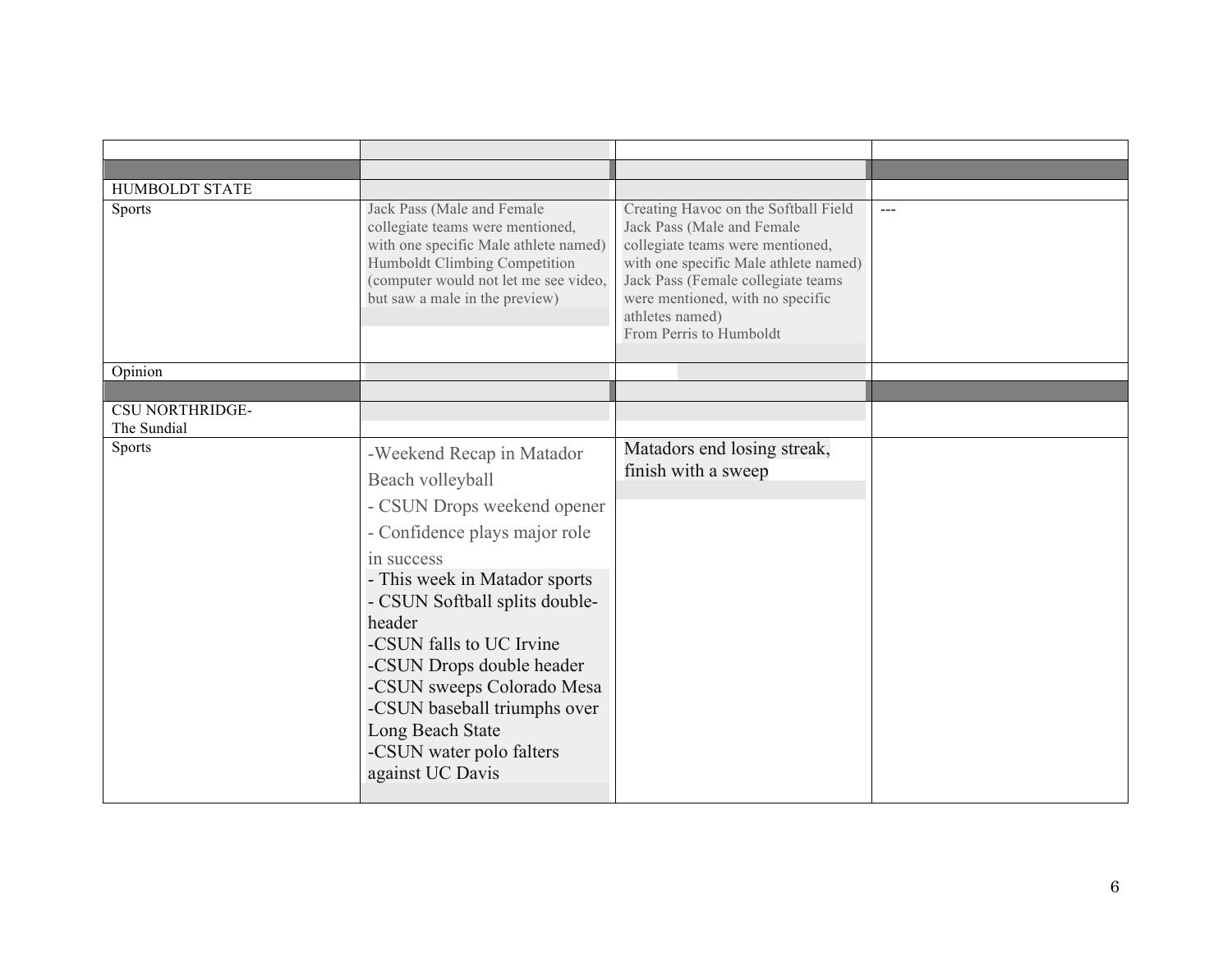| | | | |
|---|---|---|---|
| | | | |
| HUMBOLDT STATE | | | |
| Sports | Jack Pass (Male and Female collegiate teams were mentioned, with one specific Male athlete named)<br>Humboldt Climbing Competition (computer would not let me see video, but saw a male in the preview) | Creating Havoc on the Softball Field<br>Jack Pass (Male and Female collegiate teams were mentioned, with one specific Male athlete named)<br>Jack Pass (Female collegiate teams were mentioned, with no specific athletes named)<br>From Perris to Humboldt | --- |
| Opinion | | | |
| | | | |
| CSU NORTHRIDGE-<br>The Sundial | | | |
| Sports | -Weekend Recap in Matador Beach volleyball<br>- CSUN Drops weekend opener<br>- Confidence plays major role in success<br>- This week in Matador sports<br>- CSUN Softball splits double-header<br>-CSUN falls to UC Irvine<br>-CSUN Drops double header<br>-CSUN sweeps Colorado Mesa<br>-CSUN baseball triumphs over Long Beach State<br>-CSUN water polo falters against UC Davis | Matadors end losing streak, finish with a sweep | |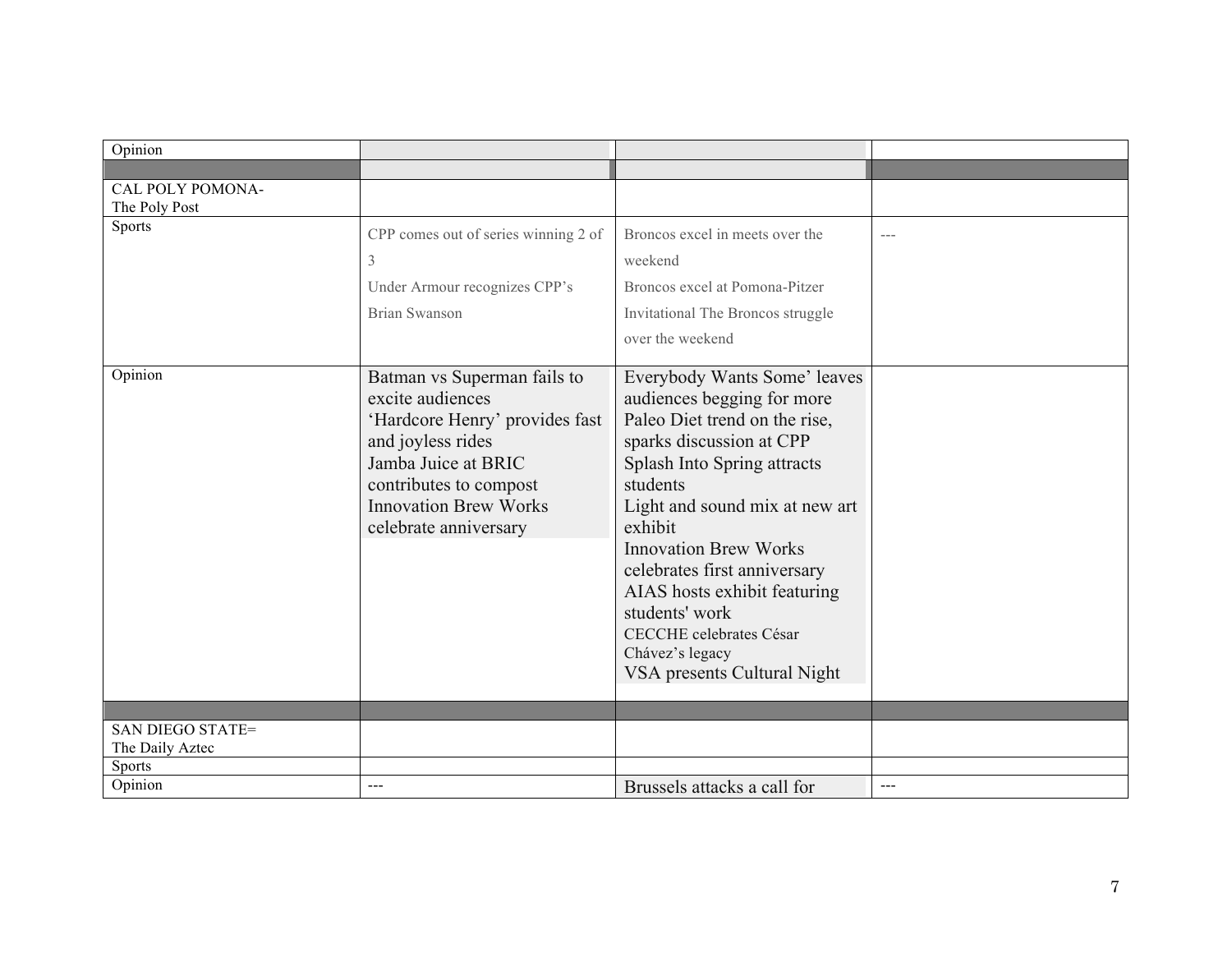| | | | |
|---|---|---|---|
| Opinion | | | |
| | | | |
| CAL POLY POMONA- The Poly Post | | | |
| Sports | CPP comes out of series winning 2 of 3<br>Under Armour recognizes CPP's Brian Swanson | Broncos excel in meets over the weekend<br>Broncos excel at Pomona-Pitzer Invitational The Broncos struggle over the weekend | --- |
| Opinion | Batman vs Superman fails to excite audiences<br>'Hardcore Henry' provides fast and joyless rides<br>Jamba Juice at BRIC contributes to compost<br>Innovation Brew Works celebrate anniversary | Everybody Wants Some' leaves audiences begging for more<br>Paleo Diet trend on the rise, sparks discussion at CPP<br>Splash Into Spring attracts students<br>Light and sound mix at new art exhibit<br>Innovation Brew Works celebrates first anniversary<br>AIAS hosts exhibit featuring students' work<br>CECCHE celebrates César Chávez's legacy<br>VSA presents Cultural Night | |
| | | | |
| SAN DIEGO STATE= The Daily Aztec | | | |
| Sports | | | |
| Opinion | --- | Brussels attacks a call for | --- |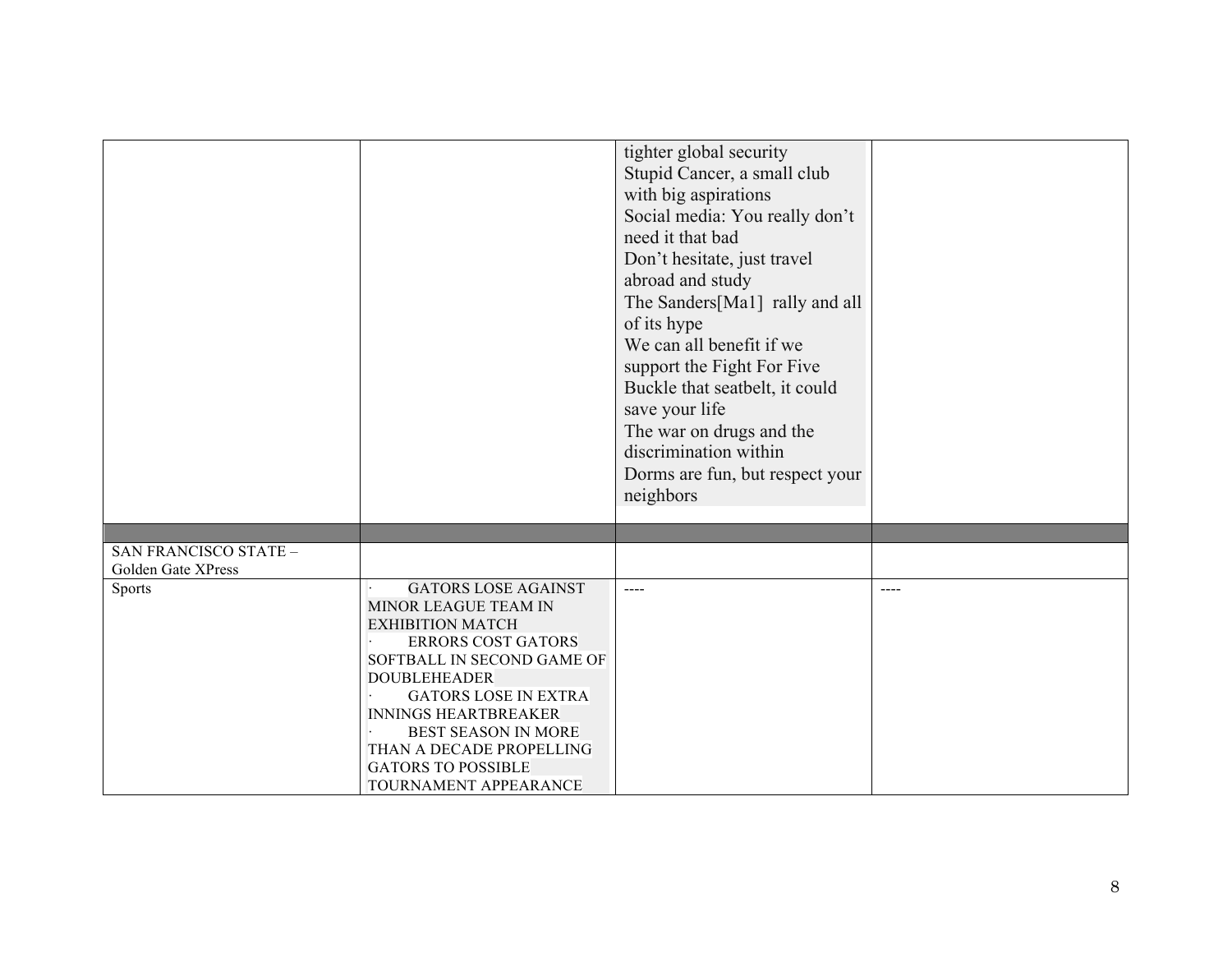| | | | |
|---|---|---|---|
| | | tighter global security<br>Stupid Cancer, a small club with big aspirations<br>Social media: You really don't need it that bad<br>Don't hesitate, just travel abroad and study<br>The Sanders[Ma1] rally and all of its hype<br>We can all benefit if we support the Fight For Five<br>Buckle that seatbelt, it could save your life<br>The war on drugs and the discrimination within<br>Dorms are fun, but respect your neighbors | |
| | | | |
| SAN FRANCISCO STATE – Golden Gate XPress | | | |
| Sports | · GATORS LOSE AGAINST MINOR LEAGUE TEAM IN EXHIBITION MATCH<br>· ERRORS COST GATORS SOFTBALL IN SECOND GAME OF DOUBLEHEADER<br>· GATORS LOSE IN EXTRA INNINGS HEARTBREAKER<br>· BEST SEASON IN MORE THAN A DECADE PROPELLING GATORS TO POSSIBLE TOURNAMENT APPEARANCE | ---- | ---- |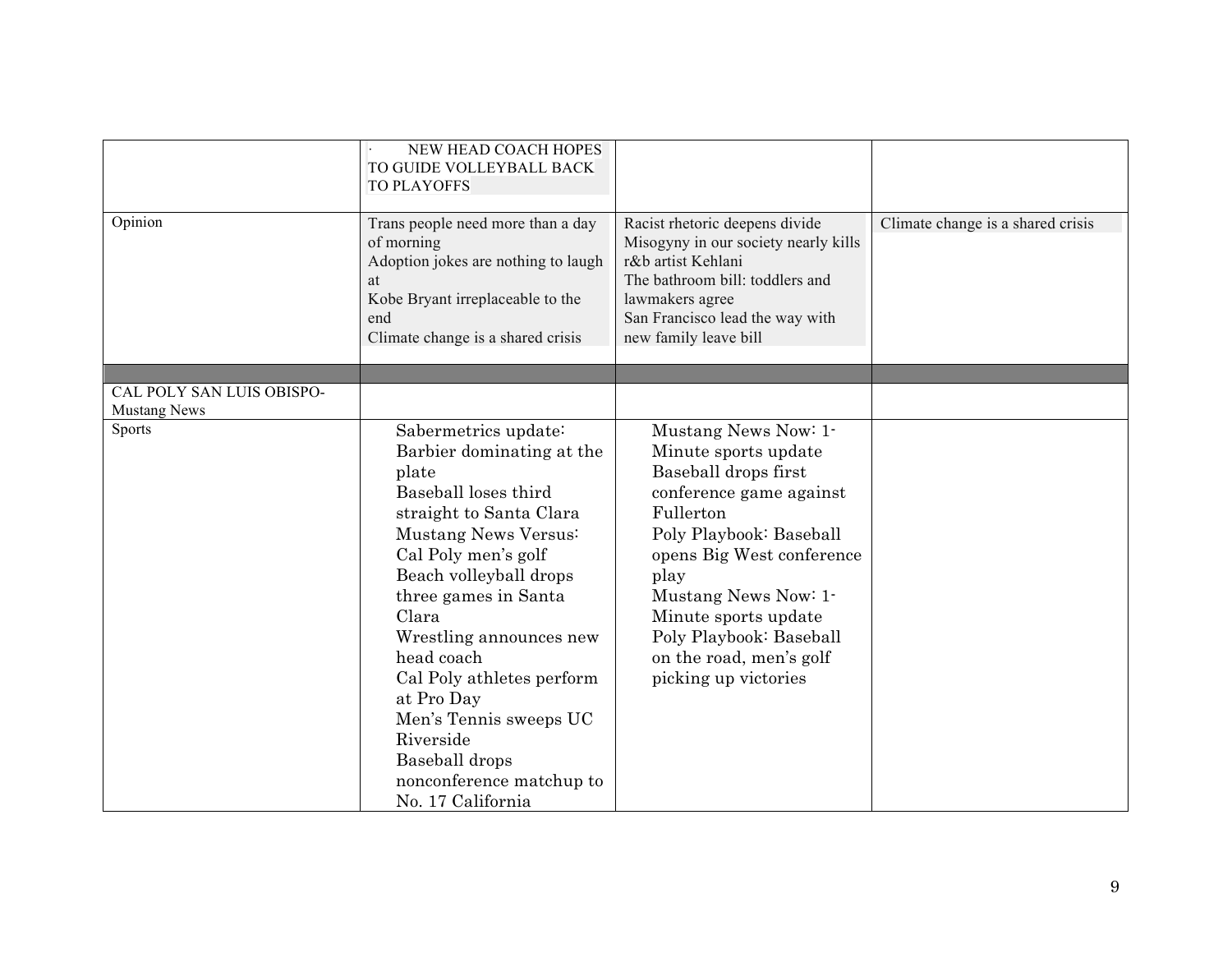| | | | |
|---|---|---|---|
| | · NEW HEAD COACH HOPES TO GUIDE VOLLEYBALL BACK TO PLAYOFFS | | |
| Opinion | Trans people need more than a day of morning<br>Adoption jokes are nothing to laugh at<br>Kobe Bryant irreplaceable to the end<br>Climate change is a shared crisis | Racist rhetoric deepens divide<br>Misogyny in our society nearly kills r&b artist Kehlani<br>The bathroom bill: toddlers and lawmakers agree<br>San Francisco lead the way with new family leave bill | Climate change is a shared crisis |
| | | | |
| CAL POLY SAN LUIS OBISPO- Mustang News | | | |
| Sports | Sabermetrics update: Barbier dominating at the plate<br>Baseball loses third straight to Santa Clara<br>Mustang News Versus: Cal Poly men's golf<br>Beach volleyball drops three games in Santa Clara<br>Wrestling announces new head coach<br>Cal Poly athletes perform at Pro Day<br>Men's Tennis sweeps UC Riverside<br>Baseball drops nonconference matchup to No. 17 California | Mustang News Now: 1-Minute sports update<br>Baseball drops first conference game against Fullerton<br>Poly Playbook: Baseball opens Big West conference play<br>Mustang News Now: 1-Minute sports update<br>Poly Playbook: Baseball on the road, men's golf picking up victories | |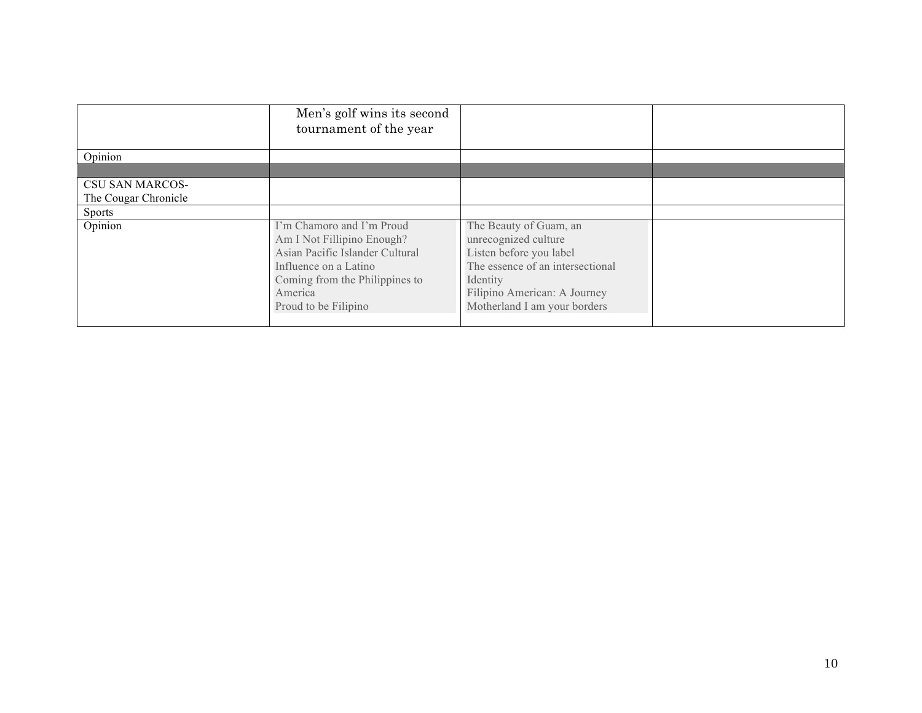| | | | |
|---|---|---|---|
| | Men's golf wins its second tournament of the year | | |
| Opinion | | | |
| | | | |
| CSU SAN MARCOS- The Cougar Chronicle | | | |
| Sports | | | |
| Opinion | I'm Chamoro and I'm Proud<br>Am I Not Fillipino Enough?<br>Asian Pacific Islander Cultural Influence on a Latino<br>Coming from the Philippines to America<br>Proud to be Filipino | The Beauty of Guam, an unrecognized culture<br>Listen before you label<br>The essence of an intersectional Identity<br>Filipino American: A Journey<br>Motherland I am your borders | |